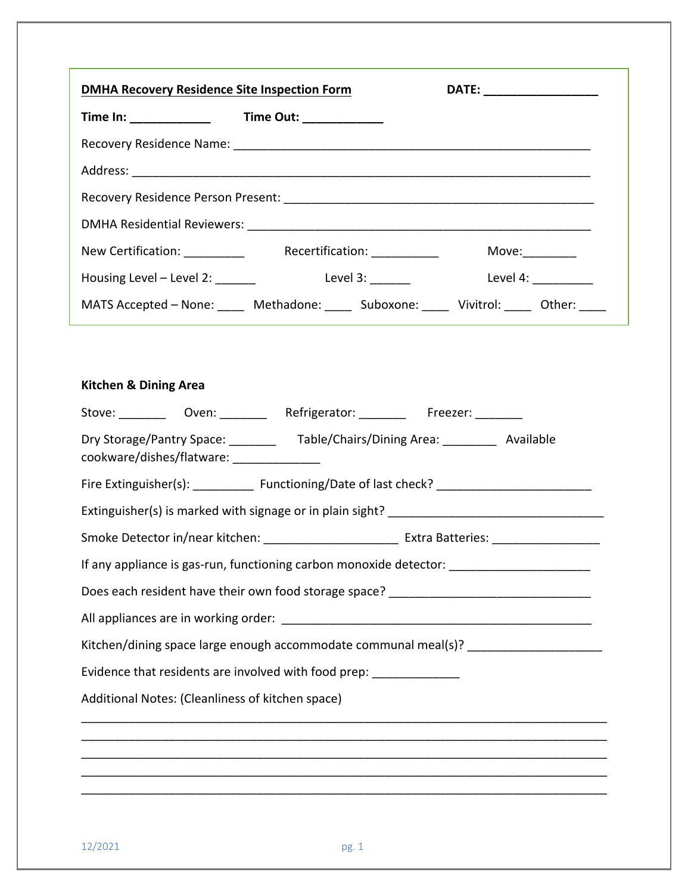**DMHA Recovery Residence Site Inspection Form** **DATE: _________________**

**Time In: ____________** **Time Out: ____________**

Recovery Residence Name: _______________________________________________________

Address: _______________________________________________________________________

Recovery Residence Person Present: ______________________________________________

DMHA Residential Reviewers: ___________________________________________________

New Certification: _________ Recertification: __________ Move:________

Housing Level – Level 2: ______ Level 3: ______ Level 4: _________

MATS Accepted – None: ____ Methadone: ____ Suboxone: ____ Vivitrol: ____ Other: ____

**Kitchen & Dining Area**

Stove: _______ Oven: _______ Refrigerator: _______ Freezer: _______

Dry Storage/Pantry Space: _______ Table/Chairs/Dining Area: ________ Available cookware/dishes/flatware: _____________

Fire Extinguisher(s): _________ Functioning/Date of last check? _______________________

Extinguisher(s) is marked with signage or in plain sight? _________________________________

Smoke Detector in/near kitchen: ___________________ Extra Batteries: ________________

If any appliance is gas-run, functioning carbon monoxide detector: _____________________

Does each resident have their own food storage space? ______________________________

All appliances are in working order: ______________________________________________

Kitchen/dining space large enough accommodate communal meal(s)? ___________________

Evidence that residents are involved with food prep: _____________

Additional Notes: (Cleanliness of kitchen space)

_____________________________________________________________________________

_____________________________________________________________________________

_____________________________________________________________________________

_____________________________________________________________________________

_____________________________________________________________________________

12/2021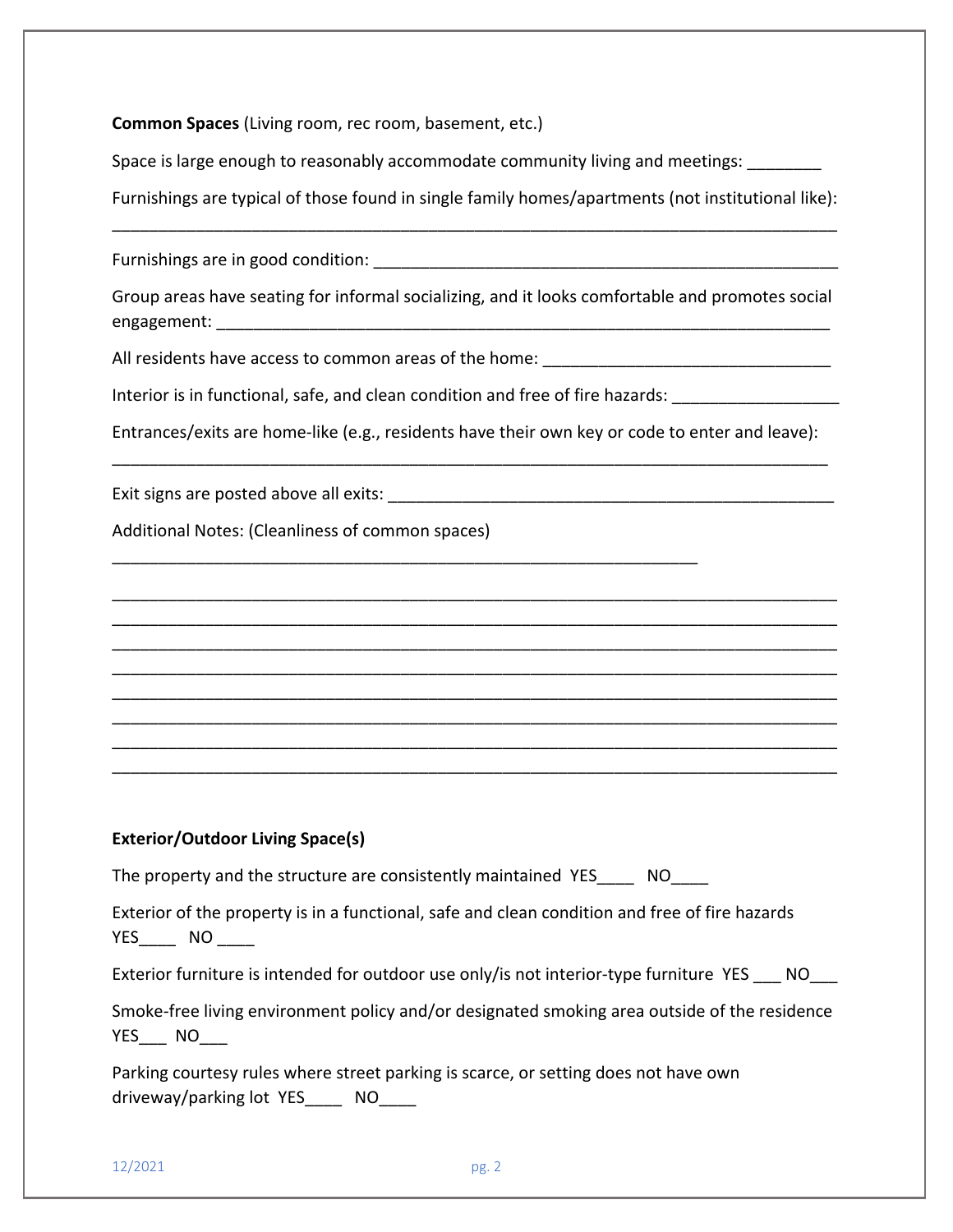**Common Spaces** (Living room, rec room, basement, etc.)

Space is large enough to reasonably accommodate community living and meetings: ________

Furnishings are typical of those found in single family homes/apartments (not institutional like):
_______________________________________________________________________________

Furnishings are in good condition: ____________________________________________________

Group areas have seating for informal socializing, and it looks comfortable and promotes social engagement: ______________________________________________________________________

All residents have access to common areas of the home: _______________________________

Interior is in functional, safe, and clean condition and free of fire hazards: __________________

Entrances/exits are home-like (e.g., residents have their own key or code to enter and leave):
_______________________________________________________________________________

Exit signs are posted above all exits: __________________________________________________

Additional Notes: (Cleanliness of common spaces)

_________________________________________________________________

_______________________________________________________________________________
_______________________________________________________________________________
_______________________________________________________________________________
_______________________________________________________________________________
_______________________________________________________________________________
_______________________________________________________________________________
_______________________________________________________________________________
_______________________________________________________________________________

**Exterior/Outdoor Living Space(s)**

The property and the structure are consistently maintained YES____ NO____

Exterior of the property is in a functional, safe and clean condition and free of fire hazards YES____ NO ____

Exterior furniture is intended for outdoor use only/is not interior-type furniture YES ___ NO___

Smoke-free living environment policy and/or designated smoking area outside of the residence YES___ NO___

Parking courtesy rules where street parking is scarce, or setting does not have own driveway/parking lot YES____ NO____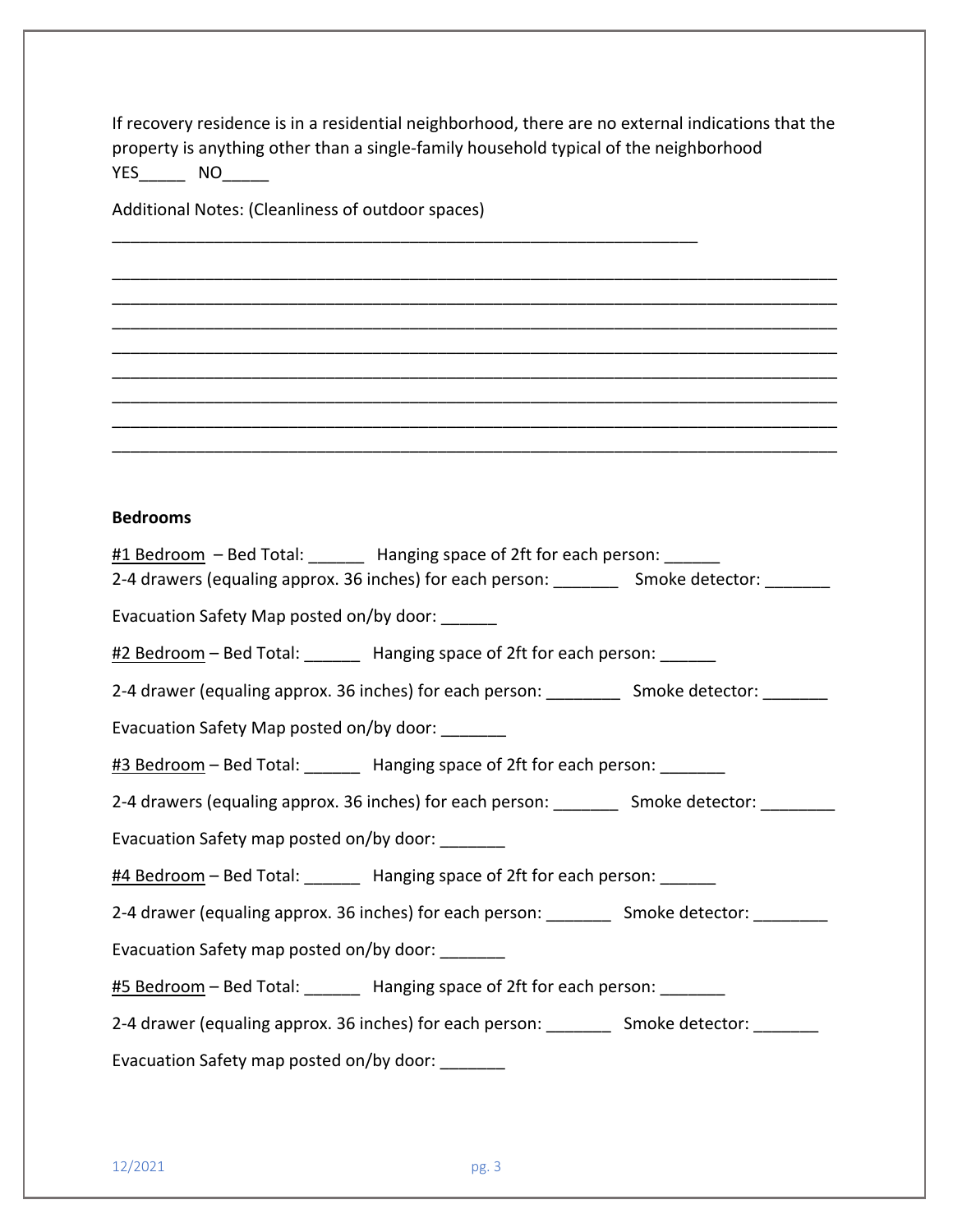If recovery residence is in a residential neighborhood, there are no external indications that the property is anything other than a single-family household typical of the neighborhood
YES_____ NO_____

Additional Notes: (Cleanliness of outdoor spaces)

_________________________________________________________________

_________________________________________________________________________________
_________________________________________________________________________________
_________________________________________________________________________________
_________________________________________________________________________________
_________________________________________________________________________________
_________________________________________________________________________________
_________________________________________________________________________________
_________________________________________________________________________________

**Bedrooms**

#1 Bedroom – Bed Total: ______ Hanging space of 2ft for each person: ______
2-4 drawers (equaling approx. 36 inches) for each person: _______ Smoke detector: _______

Evacuation Safety Map posted on/by door: ______

#2 Bedroom – Bed Total: ______ Hanging space of 2ft for each person: ______

2-4 drawer (equaling approx. 36 inches) for each person: ________ Smoke detector: _______

Evacuation Safety Map posted on/by door: _______

#3 Bedroom – Bed Total: ______ Hanging space of 2ft for each person: _______

2-4 drawers (equaling approx. 36 inches) for each person: _______ Smoke detector: ________

Evacuation Safety map posted on/by door: _______

#4 Bedroom – Bed Total: ______ Hanging space of 2ft for each person: ______

2-4 drawer (equaling approx. 36 inches) for each person: _______ Smoke detector: ________

Evacuation Safety map posted on/by door: _______

#5 Bedroom – Bed Total: ______ Hanging space of 2ft for each person: _______

2-4 drawer (equaling approx. 36 inches) for each person: _______ Smoke detector: _______

Evacuation Safety map posted on/by door: _______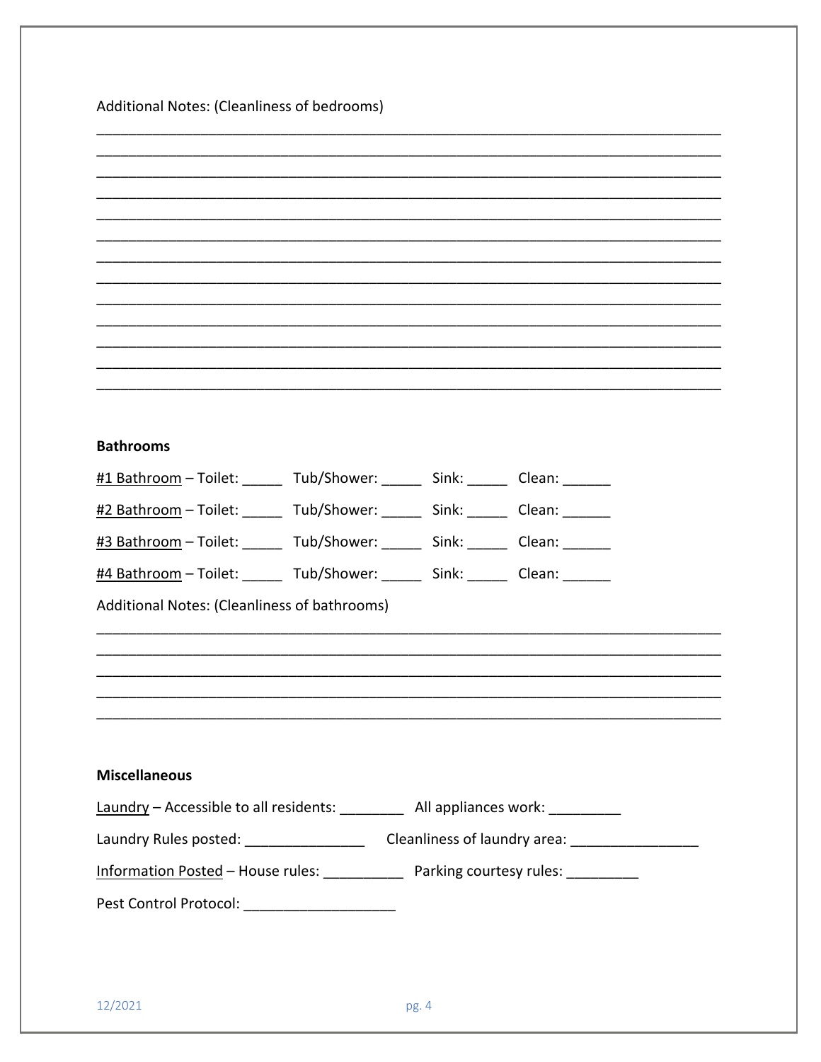Additional Notes: (Cleanliness of bedrooms)

_____________________________________________________________________________
_____________________________________________________________________________
_____________________________________________________________________________
_____________________________________________________________________________
_____________________________________________________________________________
_____________________________________________________________________________
_____________________________________________________________________________
_____________________________________________________________________________
_____________________________________________________________________________
_____________________________________________________________________________
_____________________________________________________________________________
_____________________________________________________________________________
_____________________________________________________________________________

**Bathrooms**

<u>#1 Bathroom</u> – Toilet: _____ Tub/Shower: _____ Sink: _____ Clean: ______

<u>#2 Bathroom</u> – Toilet: _____ Tub/Shower: _____ Sink: _____ Clean: ______

<u>#3 Bathroom</u> – Toilet: _____ Tub/Shower: _____ Sink: _____ Clean: ______

<u>#4 Bathroom</u> – Toilet: _____ Tub/Shower: _____ Sink: _____ Clean: ______

Additional Notes: (Cleanliness of bathrooms)

_____________________________________________________________________________
_____________________________________________________________________________
_____________________________________________________________________________
_____________________________________________________________________________
_____________________________________________________________________________

**Miscellaneous**

<u>Laundry</u> – Accessible to all residents: ________ All appliances work: _________

Laundry Rules posted: _______________ Cleanliness of laundry area: ________________

<u>Information Posted</u> – House rules: __________ Parking courtesy rules: _________

Pest Control Protocol: ___________________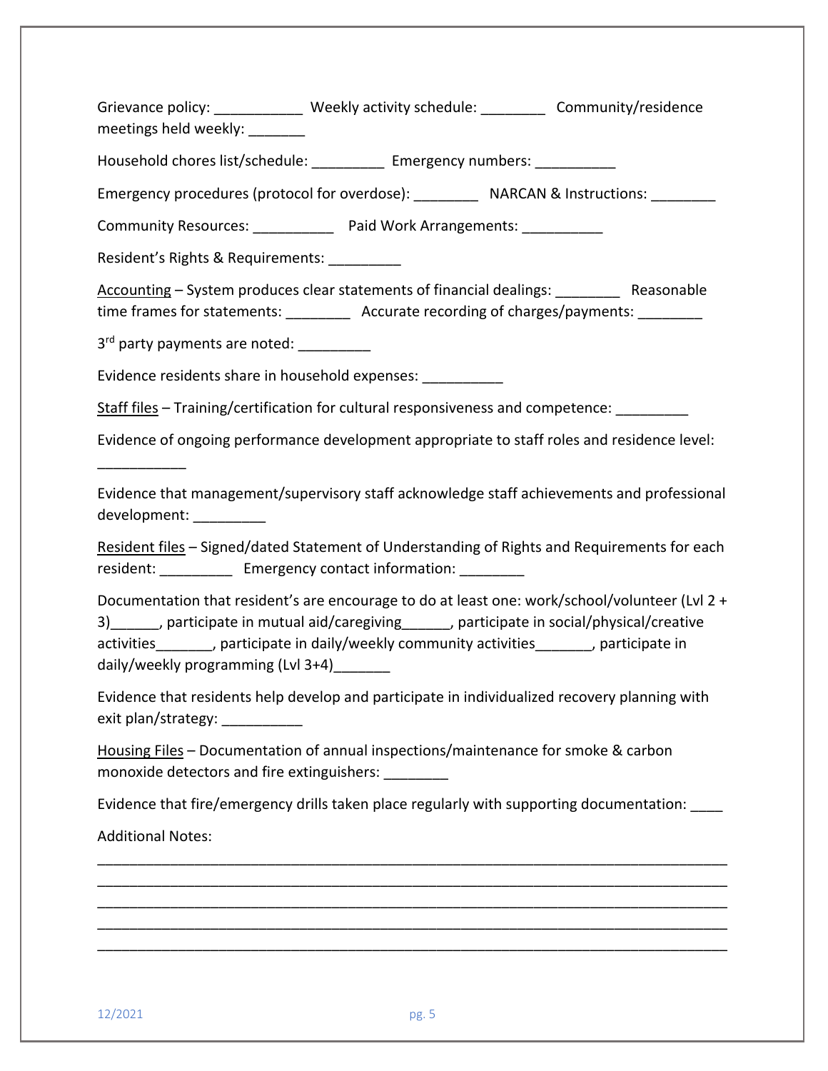Grievance policy: ___________ Weekly activity schedule: ________ Community/residence meetings held weekly: _______

Household chores list/schedule: _________ Emergency numbers: __________

Emergency procedures (protocol for overdose): ________ NARCAN & Instructions: ________

Community Resources: __________ Paid Work Arrangements: __________

Resident's Rights & Requirements: _________

<u>Accounting</u> – System produces clear statements of financial dealings: ________ Reasonable time frames for statements: ________ Accurate recording of charges/payments: ________

3rd party payments are noted: _________

Evidence residents share in household expenses: __________

<u>Staff files</u> – Training/certification for cultural responsiveness and competence: _________

Evidence of ongoing performance development appropriate to staff roles and residence level: ___________

Evidence that management/supervisory staff acknowledge staff achievements and professional development: _________

<u>Resident files</u> – Signed/dated Statement of Understanding of Rights and Requirements for each resident: _________ Emergency contact information: ________

Documentation that resident's are encourage to do at least one: work/school/volunteer (Lvl 2 + 3)______, participate in mutual aid/caregiving______, participate in social/physical/creative activities_______, participate in daily/weekly community activities_______, participate in daily/weekly programming (Lvl 3+4)_______

Evidence that residents help develop and participate in individualized recovery planning with exit plan/strategy: __________

<u>Housing Files</u> – Documentation of annual inspections/maintenance for smoke & carbon monoxide detectors and fire extinguishers: ________

Evidence that fire/emergency drills taken place regularly with supporting documentation: ____

Additional Notes:

_____________________________________________________________________________
_____________________________________________________________________________
_____________________________________________________________________________
_____________________________________________________________________________
_____________________________________________________________________________